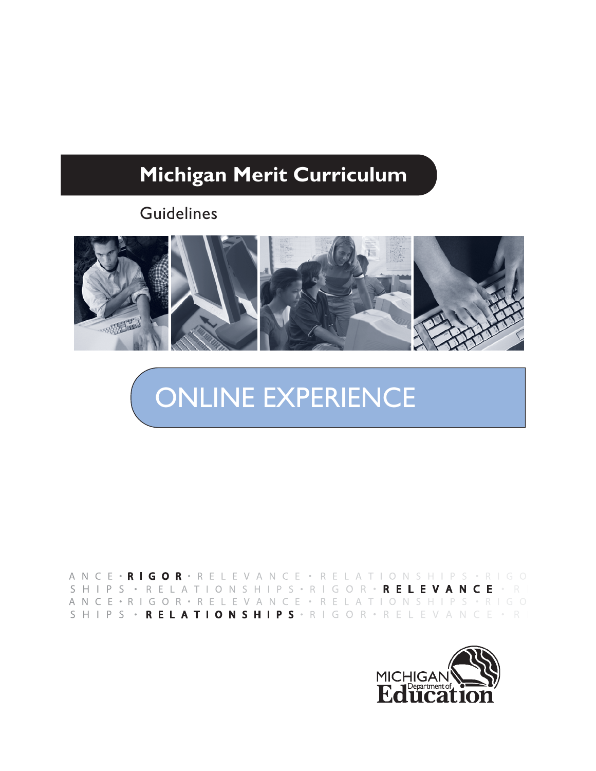# Michigan Merit Curriculum

Guidelines

## ONLINE EXPERIENCE

ANCE • **RIGOR** • RELEVANCE • RELATIONSHIPS • RIGO
SHIPS • RELATIONSHIPS • RIGOR • **RELEVANCE** • R
ANCE • RIGOR • RELEVANCE • RELATIONSHIPS • RIGO
SHIPS • **RELATIONSHIPS** • RIGOR • RELEVANCE • R

MICHIGAN Department of Education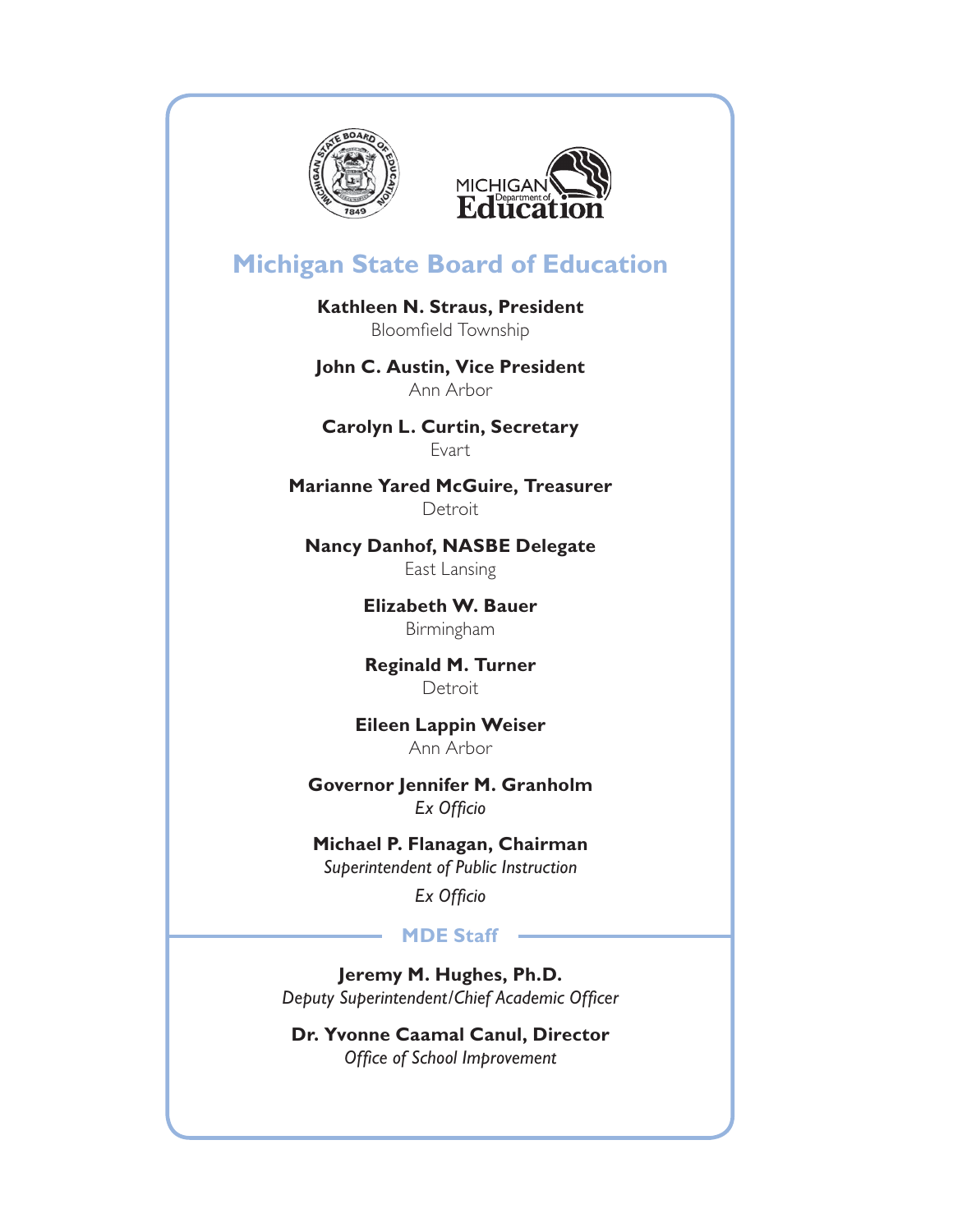# Michigan State Board of Education

**Kathleen N. Straus, President**
Bloomfield Township

**John C. Austin, Vice President**
Ann Arbor

**Carolyn L. Curtin, Secretary**
Evart

**Marianne Yared McGuire, Treasurer**
Detroit

**Nancy Danhof, NASBE Delegate**
East Lansing

**Elizabeth W. Bauer**
Birmingham

**Reginald M. Turner**
Detroit

**Eileen Lappin Weiser**
Ann Arbor

**Governor Jennifer M. Granholm**
*Ex Officio*

**Michael P. Flanagan, Chairman**
*Superintendent of Public Instruction*
*Ex Officio*

## MDE Staff

**Jeremy M. Hughes, Ph.D.**
*Deputy Superintendent/Chief Academic Officer*

**Dr. Yvonne Caamal Canul, Director**
*Office of School Improvement*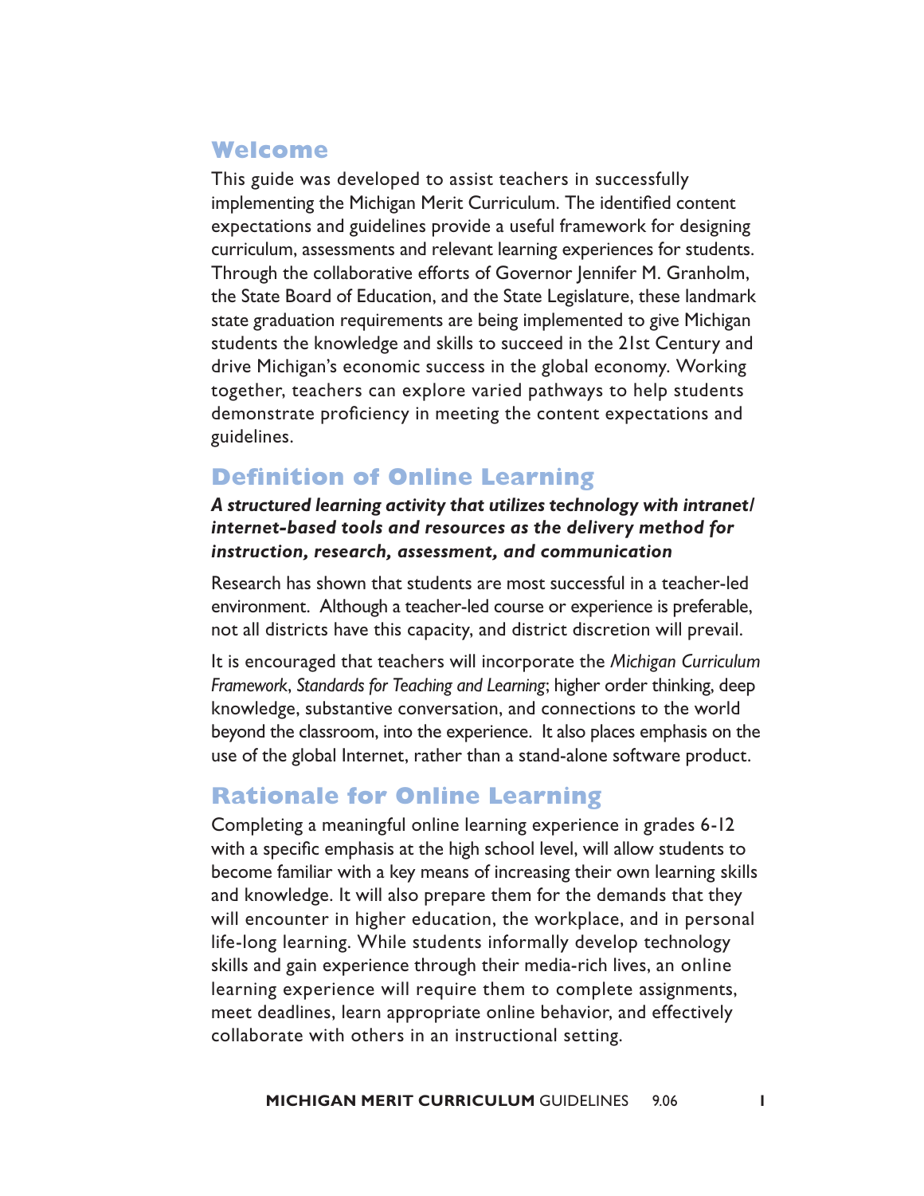## Welcome

This guide was developed to assist teachers in successfully implementing the Michigan Merit Curriculum. The identified content expectations and guidelines provide a useful framework for designing curriculum, assessments and relevant learning experiences for students. Through the collaborative efforts of Governor Jennifer M. Granholm, the State Board of Education, and the State Legislature, these landmark state graduation requirements are being implemented to give Michigan students the knowledge and skills to succeed in the 21st Century and drive Michigan's economic success in the global economy. Working together, teachers can explore varied pathways to help students demonstrate proficiency in meeting the content expectations and guidelines.

## Definition of Online Learning

***A structured learning activity that utilizes technology with intranet/internet-based tools and resources as the delivery method for instruction, research, assessment, and communication***

Research has shown that students are most successful in a teacher-led environment. Although a teacher-led course or experience is preferable, not all districts have this capacity, and district discretion will prevail.

It is encouraged that teachers will incorporate the *Michigan Curriculum Framework, Standards for Teaching and Learning*; higher order thinking, deep knowledge, substantive conversation, and connections to the world beyond the classroom, into the experience. It also places emphasis on the use of the global Internet, rather than a stand-alone software product.

## Rationale for Online Learning

Completing a meaningful online learning experience in grades 6-12 with a specific emphasis at the high school level, will allow students to become familiar with a key means of increasing their own learning skills and knowledge. It will also prepare them for the demands that they will encounter in higher education, the workplace, and in personal life-long learning. While students informally develop technology skills and gain experience through their media-rich lives, an online learning experience will require them to complete assignments, meet deadlines, learn appropriate online behavior, and effectively collaborate with others in an instructional setting.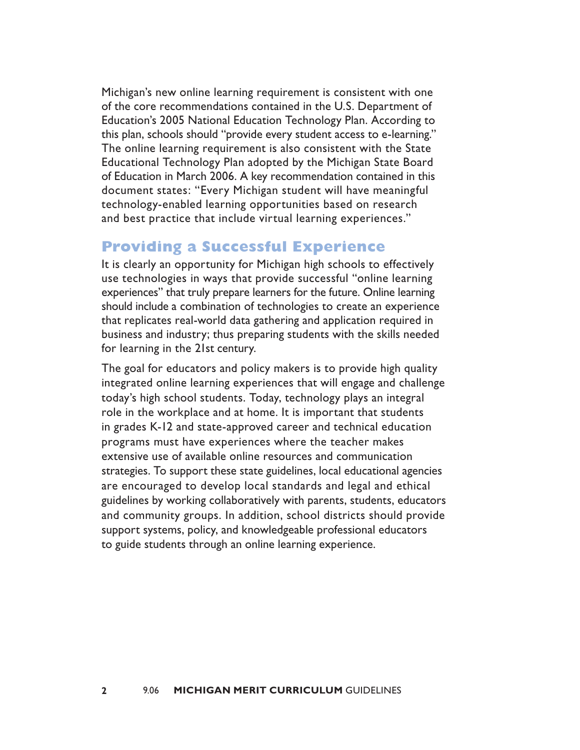Michigan's new online learning requirement is consistent with one of the core recommendations contained in the U.S. Department of Education's 2005 National Education Technology Plan. According to this plan, schools should "provide every student access to e-learning." The online learning requirement is also consistent with the State Educational Technology Plan adopted by the Michigan State Board of Education in March 2006. A key recommendation contained in this document states: "Every Michigan student will have meaningful technology-enabled learning opportunities based on research and best practice that include virtual learning experiences."

## Providing a Successful Experience

It is clearly an opportunity for Michigan high schools to effectively use technologies in ways that provide successful "online learning experiences" that truly prepare learners for the future. Online learning should include a combination of technologies to create an experience that replicates real-world data gathering and application required in business and industry; thus preparing students with the skills needed for learning in the 21st century.

The goal for educators and policy makers is to provide high quality integrated online learning experiences that will engage and challenge today's high school students. Today, technology plays an integral role in the workplace and at home. It is important that students in grades K-12 and state-approved career and technical education programs must have experiences where the teacher makes extensive use of available online resources and communication strategies. To support these state guidelines, local educational agencies are encouraged to develop local standards and legal and ethical guidelines by working collaboratively with parents, students, educators and community groups. In addition, school districts should provide support systems, policy, and knowledgeable professional educators to guide students through an online learning experience.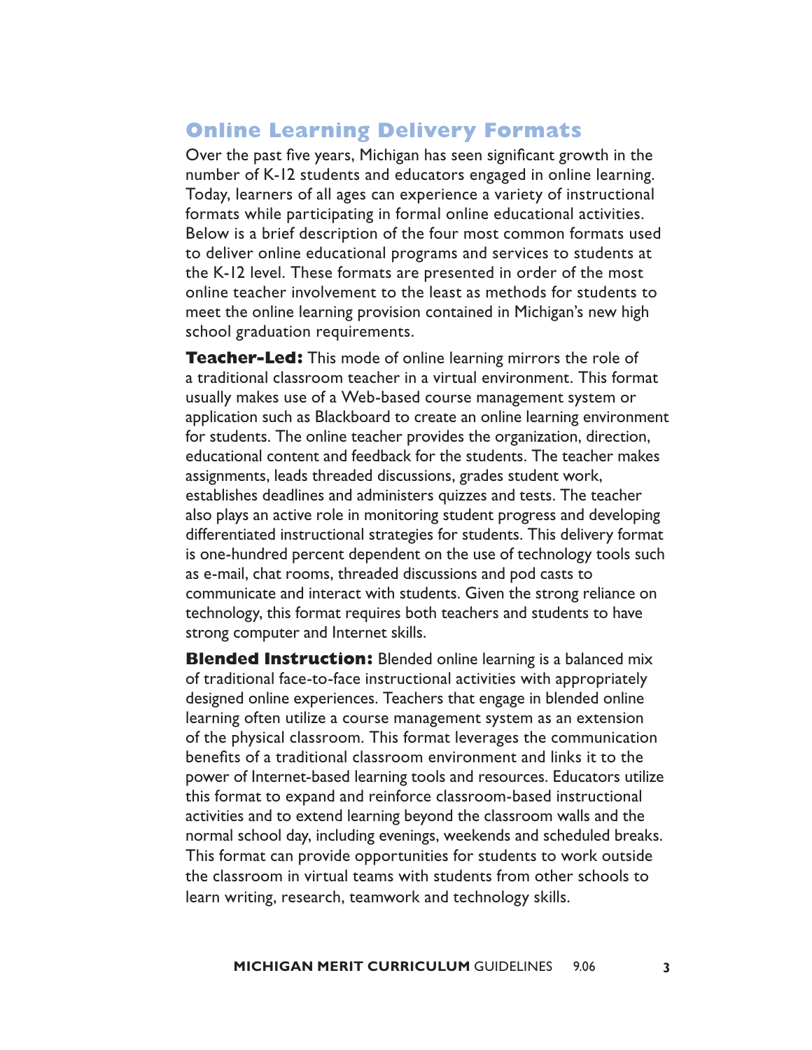## Online Learning Delivery Formats

Over the past five years, Michigan has seen significant growth in the number of K-12 students and educators engaged in online learning. Today, learners of all ages can experience a variety of instructional formats while participating in formal online educational activities. Below is a brief description of the four most common formats used to deliver online educational programs and services to students at the K-12 level. These formats are presented in order of the most online teacher involvement to the least as methods for students to meet the online learning provision contained in Michigan's new high school graduation requirements.

**Teacher-Led:** This mode of online learning mirrors the role of a traditional classroom teacher in a virtual environment. This format usually makes use of a Web-based course management system or application such as Blackboard to create an online learning environment for students. The online teacher provides the organization, direction, educational content and feedback for the students. The teacher makes assignments, leads threaded discussions, grades student work, establishes deadlines and administers quizzes and tests. The teacher also plays an active role in monitoring student progress and developing differentiated instructional strategies for students. This delivery format is one-hundred percent dependent on the use of technology tools such as e-mail, chat rooms, threaded discussions and pod casts to communicate and interact with students. Given the strong reliance on technology, this format requires both teachers and students to have strong computer and Internet skills.

**Blended Instruction:** Blended online learning is a balanced mix of traditional face-to-face instructional activities with appropriately designed online experiences. Teachers that engage in blended online learning often utilize a course management system as an extension of the physical classroom. This format leverages the communication benefits of a traditional classroom environment and links it to the power of Internet-based learning tools and resources. Educators utilize this format to expand and reinforce classroom-based instructional activities and to extend learning beyond the classroom walls and the normal school day, including evenings, weekends and scheduled breaks. This format can provide opportunities for students to work outside the classroom in virtual teams with students from other schools to learn writing, research, teamwork and technology skills.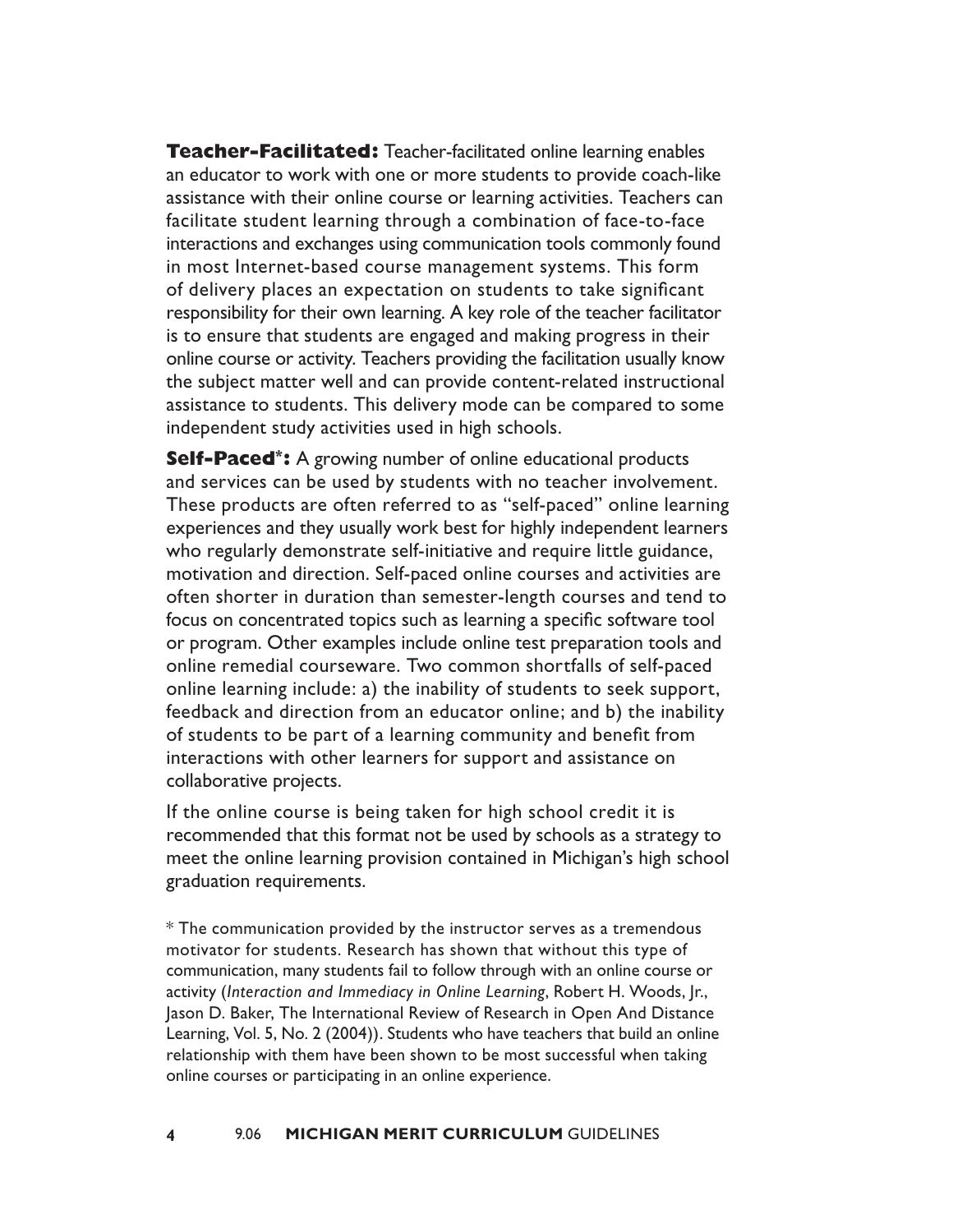**Teacher-Facilitated:** Teacher-facilitated online learning enables an educator to work with one or more students to provide coach-like assistance with their online course or learning activities. Teachers can facilitate student learning through a combination of face-to-face interactions and exchanges using communication tools commonly found in most Internet-based course management systems. This form of delivery places an expectation on students to take significant responsibility for their own learning. A key role of the teacher facilitator is to ensure that students are engaged and making progress in their online course or activity. Teachers providing the facilitation usually know the subject matter well and can provide content-related instructional assistance to students. This delivery mode can be compared to some independent study activities used in high schools.

**Self-Paced*:** A growing number of online educational products and services can be used by students with no teacher involvement. These products are often referred to as "self-paced" online learning experiences and they usually work best for highly independent learners who regularly demonstrate self-initiative and require little guidance, motivation and direction. Self-paced online courses and activities are often shorter in duration than semester-length courses and tend to focus on concentrated topics such as learning a specific software tool or program. Other examples include online test preparation tools and online remedial courseware. Two common shortfalls of self-paced online learning include: a) the inability of students to seek support, feedback and direction from an educator online; and b) the inability of students to be part of a learning community and benefit from interactions with other learners for support and assistance on collaborative projects.

If the online course is being taken for high school credit it is recommended that this format not be used by schools as a strategy to meet the online learning provision contained in Michigan's high school graduation requirements.

* The communication provided by the instructor serves as a tremendous motivator for students. Research has shown that without this type of communication, many students fail to follow through with an online course or activity (*Interaction and Immediacy in Online Learning*, Robert H. Woods, Jr., Jason D. Baker, The International Review of Research in Open And Distance Learning, Vol. 5, No. 2 (2004)). Students who have teachers that build an online relationship with them have been shown to be most successful when taking online courses or participating in an online experience.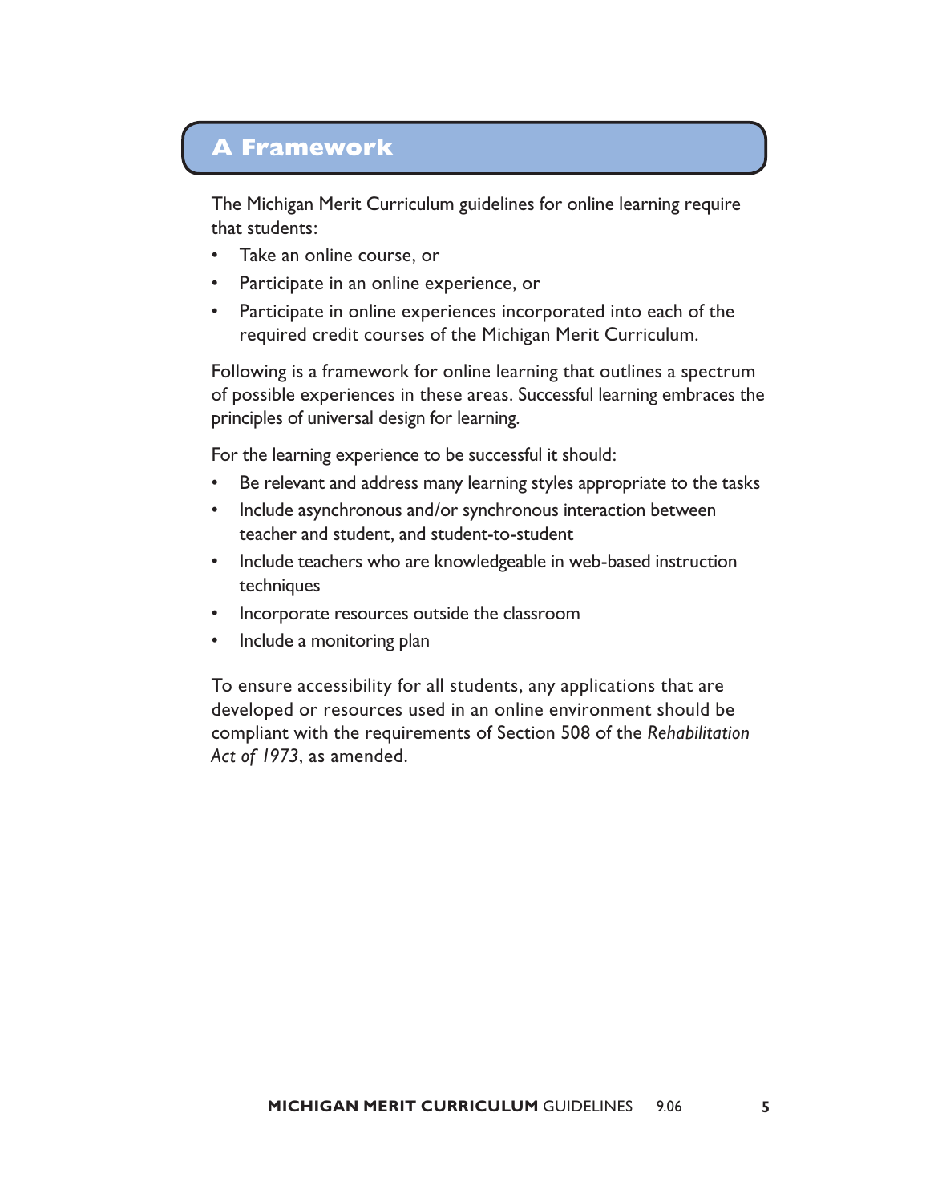## A Framework

The Michigan Merit Curriculum guidelines for online learning require that students:

- Take an online course, or
- Participate in an online experience, or
- Participate in online experiences incorporated into each of the required credit courses of the Michigan Merit Curriculum.

Following is a framework for online learning that outlines a spectrum of possible experiences in these areas. Successful learning embraces the principles of universal design for learning.

For the learning experience to be successful it should:

- Be relevant and address many learning styles appropriate to the tasks
- Include asynchronous and/or synchronous interaction between teacher and student, and student-to-student
- Include teachers who are knowledgeable in web-based instruction techniques
- Incorporate resources outside the classroom
- Include a monitoring plan

To ensure accessibility for all students, any applications that are developed or resources used in an online environment should be compliant with the requirements of Section 508 of the *Rehabilitation Act of 1973*, as amended.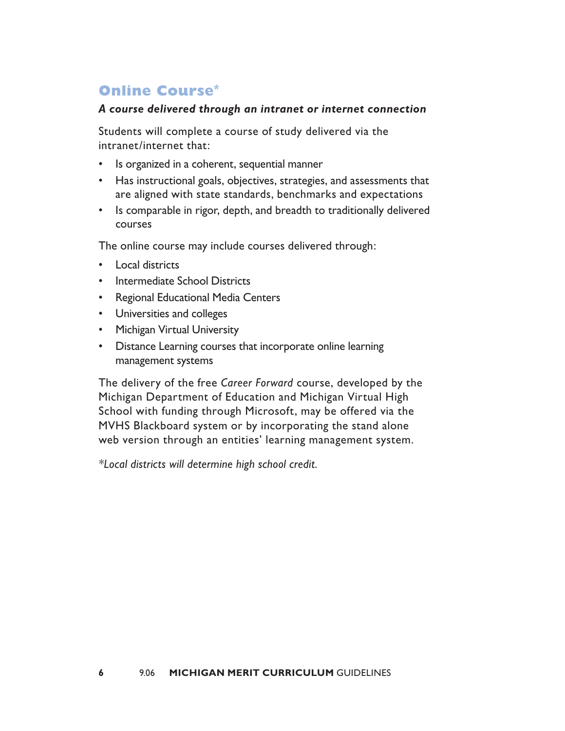## Online Course*

***A course delivered through an intranet or internet connection***

Students will complete a course of study delivered via the intranet/internet that:

- Is organized in a coherent, sequential manner
- Has instructional goals, objectives, strategies, and assessments that are aligned with state standards, benchmarks and expectations
- Is comparable in rigor, depth, and breadth to traditionally delivered courses

The online course may include courses delivered through:

- Local districts
- Intermediate School Districts
- Regional Educational Media Centers
- Universities and colleges
- Michigan Virtual University
- Distance Learning courses that incorporate online learning management systems

The delivery of the free *Career Forward* course, developed by the Michigan Department of Education and Michigan Virtual High School with funding through Microsoft, may be offered via the MVHS Blackboard system or by incorporating the stand alone web version through an entities' learning management system.

*\*Local districts will determine high school credit.*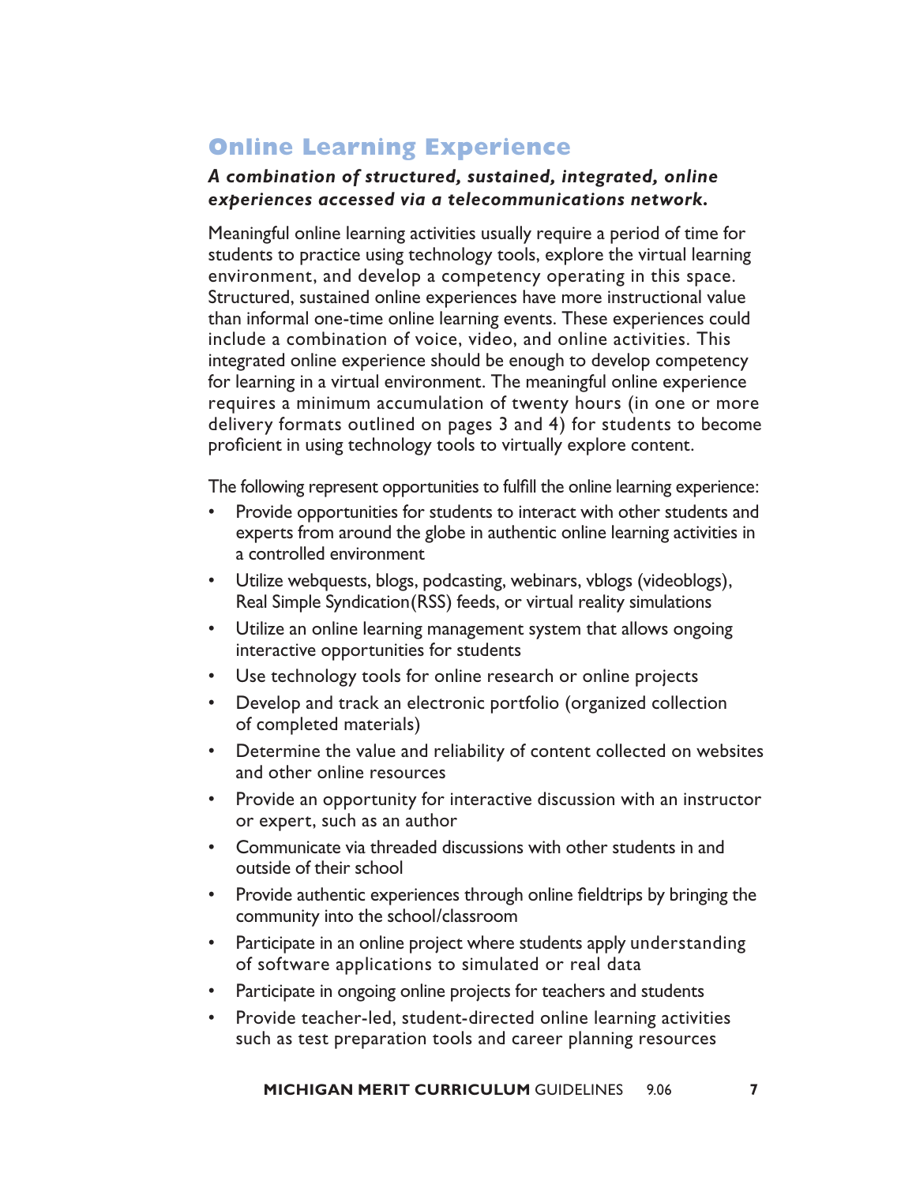## Online Learning Experience

***A combination of structured, sustained, integrated, online experiences accessed via a telecommunications network.***

Meaningful online learning activities usually require a period of time for students to practice using technology tools, explore the virtual learning environment, and develop a competency operating in this space. Structured, sustained online experiences have more instructional value than informal one-time online learning events. These experiences could include a combination of voice, video, and online activities. This integrated online experience should be enough to develop competency for learning in a virtual environment. The meaningful online experience requires a minimum accumulation of twenty hours (in one or more delivery formats outlined on pages 3 and 4) for students to become proficient in using technology tools to virtually explore content.

The following represent opportunities to fulfill the online learning experience:

- Provide opportunities for students to interact with other students and experts from around the globe in authentic online learning activities in a controlled environment
- Utilize webquests, blogs, podcasting, webinars, vblogs (videoblogs), Real Simple Syndication(RSS) feeds, or virtual reality simulations
- Utilize an online learning management system that allows ongoing interactive opportunities for students
- Use technology tools for online research or online projects
- Develop and track an electronic portfolio (organized collection of completed materials)
- Determine the value and reliability of content collected on websites and other online resources
- Provide an opportunity for interactive discussion with an instructor or expert, such as an author
- Communicate via threaded discussions with other students in and outside of their school
- Provide authentic experiences through online fieldtrips by bringing the community into the school/classroom
- Participate in an online project where students apply understanding of software applications to simulated or real data
- Participate in ongoing online projects for teachers and students
- Provide teacher-led, student-directed online learning activities such as test preparation tools and career planning resources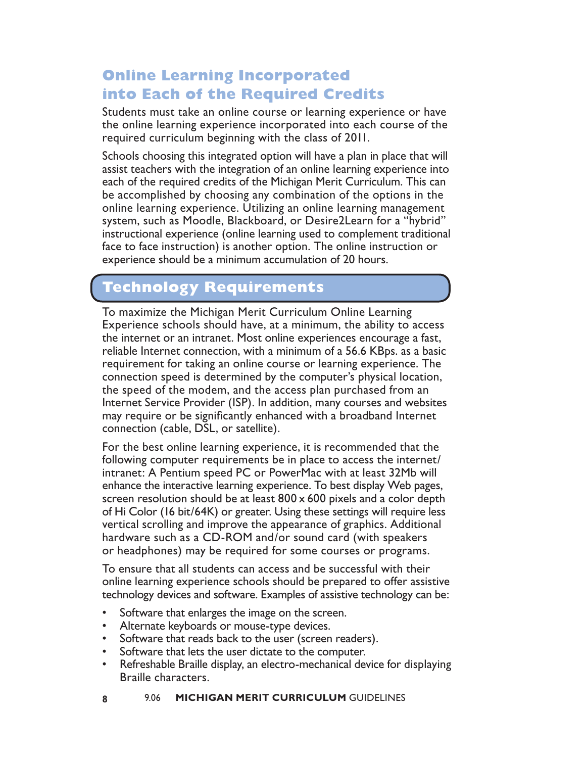## Online Learning Incorporated into Each of the Required Credits

Students must take an online course or learning experience or have the online learning experience incorporated into each course of the required curriculum beginning with the class of 2011.

Schools choosing this integrated option will have a plan in place that will assist teachers with the integration of an online learning experience into each of the required credits of the Michigan Merit Curriculum. This can be accomplished by choosing any combination of the options in the online learning experience. Utilizing an online learning management system, such as Moodle, Blackboard, or Desire2Learn for a "hybrid" instructional experience (online learning used to complement traditional face to face instruction) is another option. The online instruction or experience should be a minimum accumulation of 20 hours.

## Technology Requirements

To maximize the Michigan Merit Curriculum Online Learning Experience schools should have, at a minimum, the ability to access the internet or an intranet. Most online experiences encourage a fast, reliable Internet connection, with a minimum of a 56.6 KBps. as a basic requirement for taking an online course or learning experience. The connection speed is determined by the computer's physical location, the speed of the modem, and the access plan purchased from an Internet Service Provider (ISP). In addition, many courses and websites may require or be significantly enhanced with a broadband Internet connection (cable, DSL, or satellite).

For the best online learning experience, it is recommended that the following computer requirements be in place to access the internet/intranet: A Pentium speed PC or PowerMac with at least 32Mb will enhance the interactive learning experience. To best display Web pages, screen resolution should be at least 800 x 600 pixels and a color depth of Hi Color (16 bit/64K) or greater. Using these settings will require less vertical scrolling and improve the appearance of graphics. Additional hardware such as a CD-ROM and/or sound card (with speakers or headphones) may be required for some courses or programs.

To ensure that all students can access and be successful with their online learning experience schools should be prepared to offer assistive technology devices and software. Examples of assistive technology can be:

- Software that enlarges the image on the screen.
- Alternate keyboards or mouse-type devices.
- Software that reads back to the user (screen readers).
- Software that lets the user dictate to the computer.
- Refreshable Braille display, an electro-mechanical device for displaying Braille characters.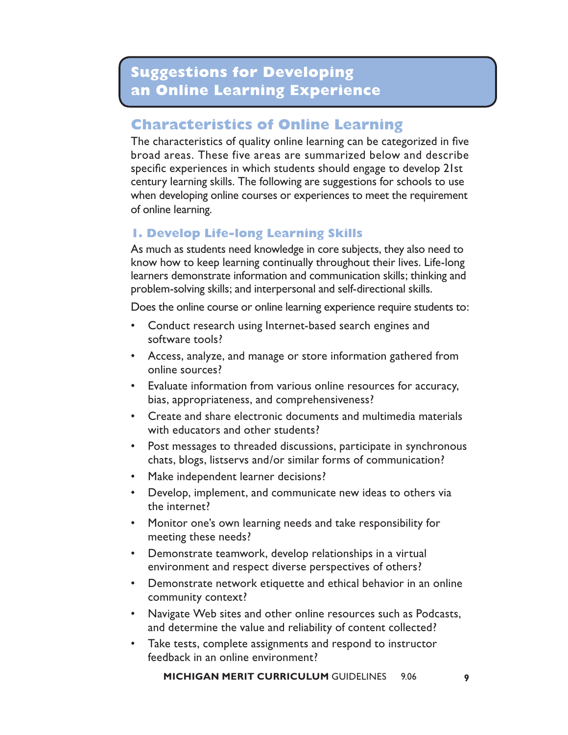# Suggestions for Developing an Online Learning Experience

## Characteristics of Online Learning

The characteristics of quality online learning can be categorized in five broad areas. These five areas are summarized below and describe specific experiences in which students should engage to develop 21st century learning skills. The following are suggestions for schools to use when developing online courses or experiences to meet the requirement of online learning.

### 1. Develop Life-long Learning Skills

As much as students need knowledge in core subjects, they also need to know how to keep learning continually throughout their lives. Life-long learners demonstrate information and communication skills; thinking and problem-solving skills; and interpersonal and self-directional skills.

Does the online course or online learning experience require students to:

- Conduct research using Internet-based search engines and software tools?
- Access, analyze, and manage or store information gathered from online sources?
- Evaluate information from various online resources for accuracy, bias, appropriateness, and comprehensiveness?
- Create and share electronic documents and multimedia materials with educators and other students?
- Post messages to threaded discussions, participate in synchronous chats, blogs, listservs and/or similar forms of communication?
- Make independent learner decisions?
- Develop, implement, and communicate new ideas to others via the internet?
- Monitor one's own learning needs and take responsibility for meeting these needs?
- Demonstrate teamwork, develop relationships in a virtual environment and respect diverse perspectives of others?
- Demonstrate network etiquette and ethical behavior in an online community context?
- Navigate Web sites and other online resources such as Podcasts, and determine the value and reliability of content collected?
- Take tests, complete assignments and respond to instructor feedback in an online environment?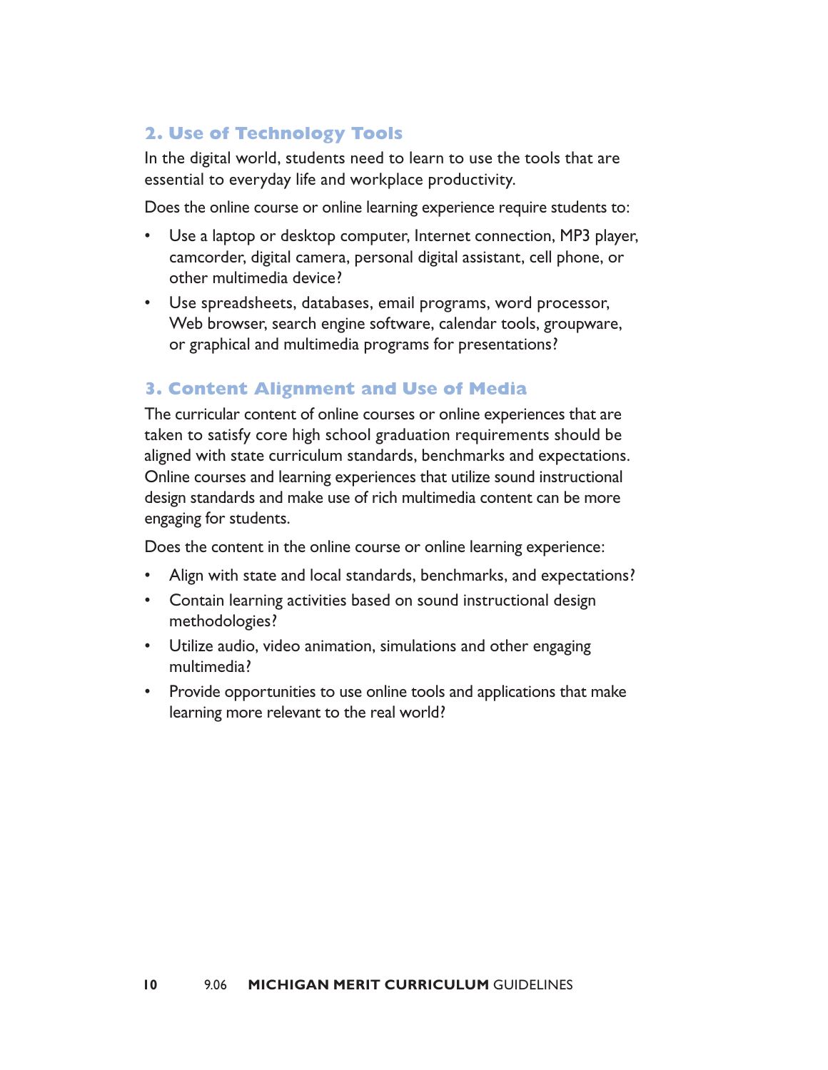## 2. Use of Technology Tools

In the digital world, students need to learn to use the tools that are essential to everyday life and workplace productivity.

Does the online course or online learning experience require students to:

- Use a laptop or desktop computer, Internet connection, MP3 player, camcorder, digital camera, personal digital assistant, cell phone, or other multimedia device?
- Use spreadsheets, databases, email programs, word processor, Web browser, search engine software, calendar tools, groupware, or graphical and multimedia programs for presentations?

## 3. Content Alignment and Use of Media

The curricular content of online courses or online experiences that are taken to satisfy core high school graduation requirements should be aligned with state curriculum standards, benchmarks and expectations. Online courses and learning experiences that utilize sound instructional design standards and make use of rich multimedia content can be more engaging for students.

Does the content in the online course or online learning experience:

- Align with state and local standards, benchmarks, and expectations?
- Contain learning activities based on sound instructional design methodologies?
- Utilize audio, video animation, simulations and other engaging multimedia?
- Provide opportunities to use online tools and applications that make learning more relevant to the real world?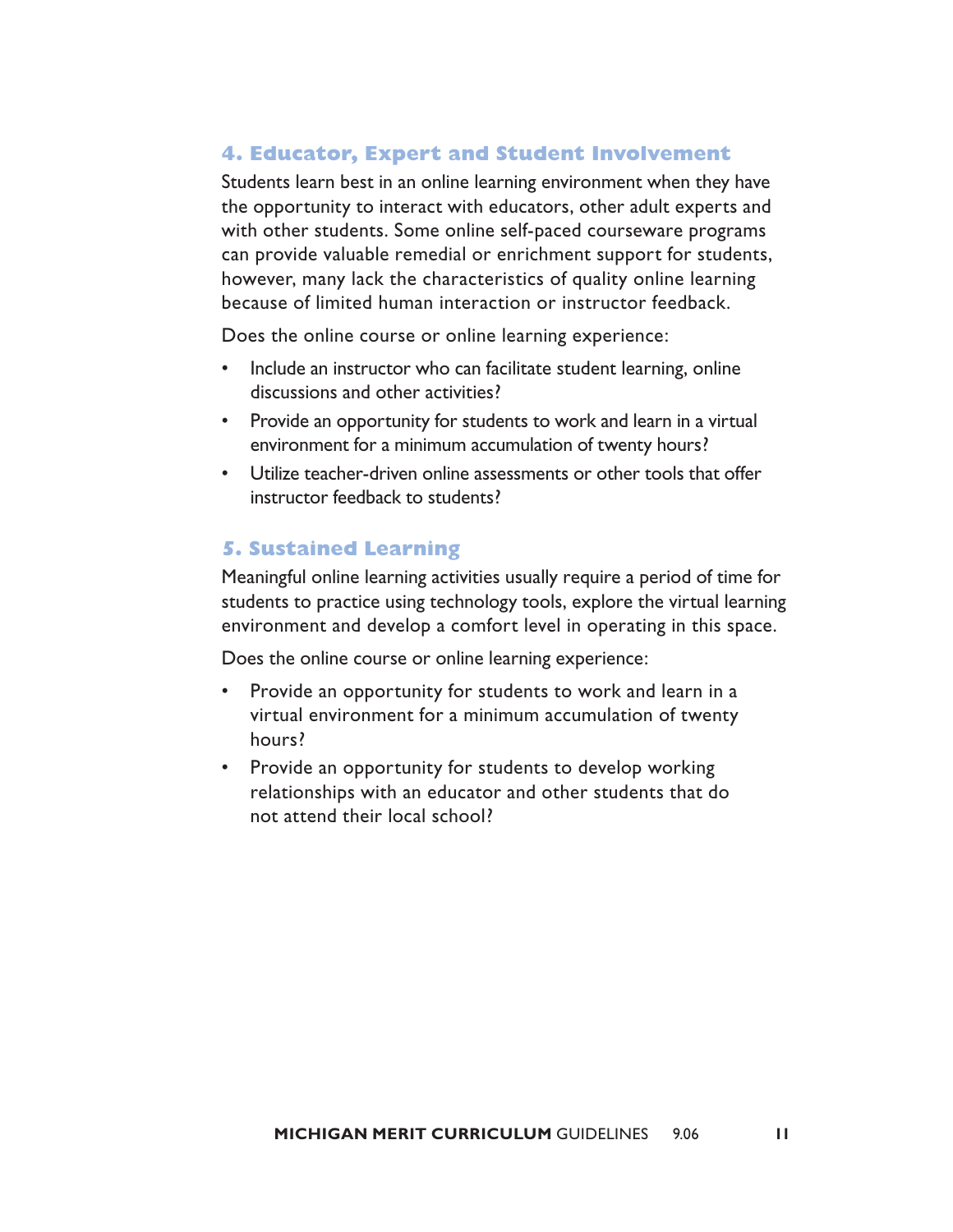## 4. Educator, Expert and Student Involvement

Students learn best in an online learning environment when they have the opportunity to interact with educators, other adult experts and with other students. Some online self-paced courseware programs can provide valuable remedial or enrichment support for students, however, many lack the characteristics of quality online learning because of limited human interaction or instructor feedback.

Does the online course or online learning experience:

- Include an instructor who can facilitate student learning, online discussions and other activities?
- Provide an opportunity for students to work and learn in a virtual environment for a minimum accumulation of twenty hours?
- Utilize teacher-driven online assessments or other tools that offer instructor feedback to students?

## 5. Sustained Learning

Meaningful online learning activities usually require a period of time for students to practice using technology tools, explore the virtual learning environment and develop a comfort level in operating in this space.

Does the online course or online learning experience:

- Provide an opportunity for students to work and learn in a virtual environment for a minimum accumulation of twenty hours?
- Provide an opportunity for students to develop working relationships with an educator and other students that do not attend their local school?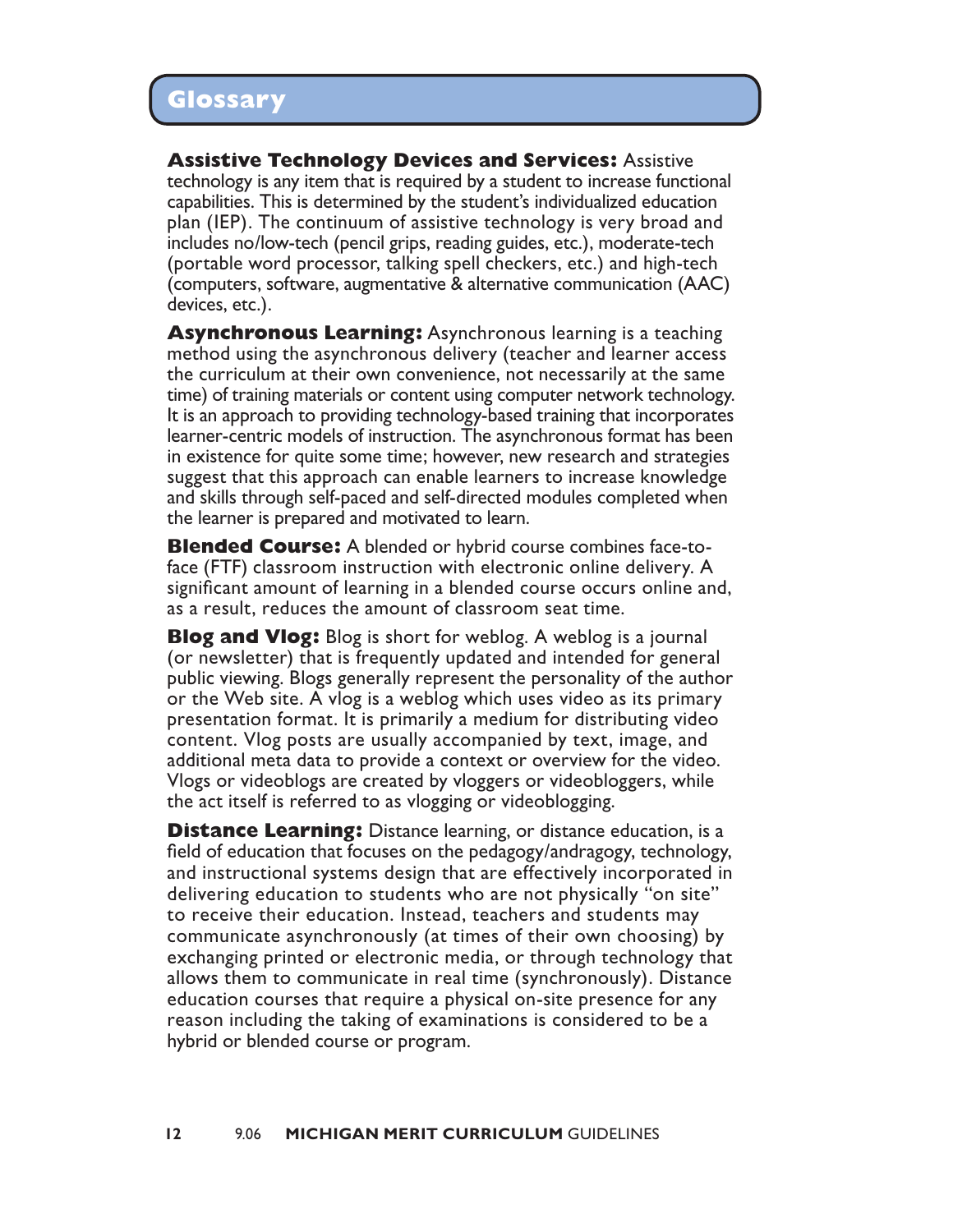## Glossary

**Assistive Technology Devices and Services:** Assistive technology is any item that is required by a student to increase functional capabilities. This is determined by the student's individualized education plan (IEP). The continuum of assistive technology is very broad and includes no/low-tech (pencil grips, reading guides, etc.), moderate-tech (portable word processor, talking spell checkers, etc.) and high-tech (computers, software, augmentative & alternative communication (AAC) devices, etc.).

**Asynchronous Learning:** Asynchronous learning is a teaching method using the asynchronous delivery (teacher and learner access the curriculum at their own convenience, not necessarily at the same time) of training materials or content using computer network technology. It is an approach to providing technology-based training that incorporates learner-centric models of instruction. The asynchronous format has been in existence for quite some time; however, new research and strategies suggest that this approach can enable learners to increase knowledge and skills through self-paced and self-directed modules completed when the learner is prepared and motivated to learn.

**Blended Course:** A blended or hybrid course combines face-to-face (FTF) classroom instruction with electronic online delivery. A significant amount of learning in a blended course occurs online and, as a result, reduces the amount of classroom seat time.

**Blog and Vlog:** Blog is short for weblog. A weblog is a journal (or newsletter) that is frequently updated and intended for general public viewing. Blogs generally represent the personality of the author or the Web site. A vlog is a weblog which uses video as its primary presentation format. It is primarily a medium for distributing video content. Vlog posts are usually accompanied by text, image, and additional meta data to provide a context or overview for the video. Vlogs or videoblogs are created by vloggers or videobloggers, while the act itself is referred to as vlogging or videoblogging.

**Distance Learning:** Distance learning, or distance education, is a field of education that focuses on the pedagogy/andragogy, technology, and instructional systems design that are effectively incorporated in delivering education to students who are not physically "on site" to receive their education. Instead, teachers and students may communicate asynchronously (at times of their own choosing) by exchanging printed or electronic media, or through technology that allows them to communicate in real time (synchronously). Distance education courses that require a physical on-site presence for any reason including the taking of examinations is considered to be a hybrid or blended course or program.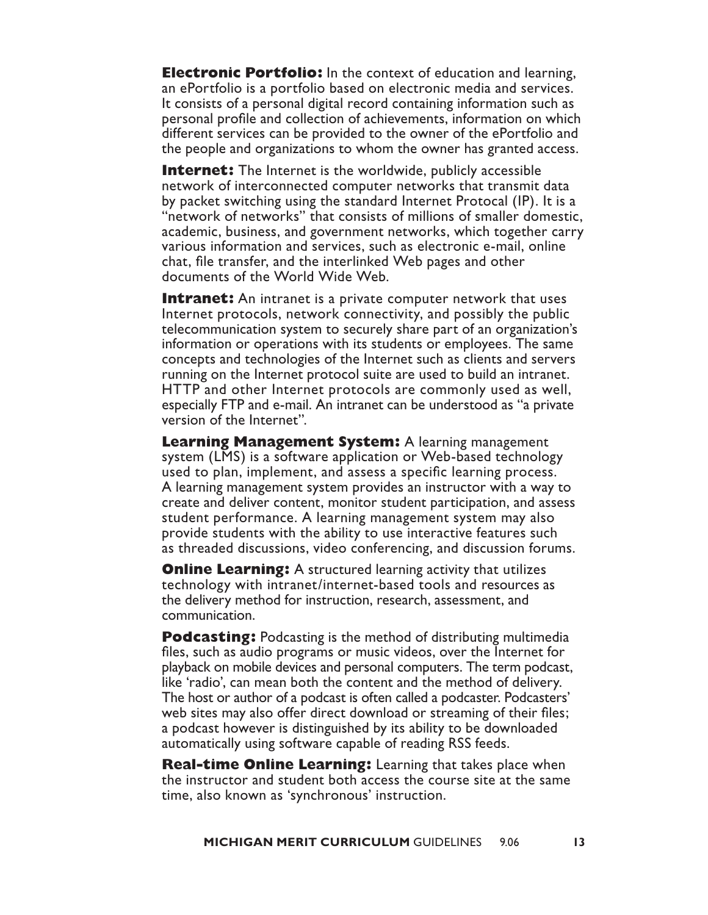**Electronic Portfolio:** In the context of education and learning, an ePortfolio is a portfolio based on electronic media and services. It consists of a personal digital record containing information such as personal profile and collection of achievements, information on which different services can be provided to the owner of the ePortfolio and the people and organizations to whom the owner has granted access.

**Internet:** The Internet is the worldwide, publicly accessible network of interconnected computer networks that transmit data by packet switching using the standard Internet Protocal (IP). It is a "network of networks" that consists of millions of smaller domestic, academic, business, and government networks, which together carry various information and services, such as electronic e-mail, online chat, file transfer, and the interlinked Web pages and other documents of the World Wide Web.

**Intranet:** An intranet is a private computer network that uses Internet protocols, network connectivity, and possibly the public telecommunication system to securely share part of an organization's information or operations with its students or employees. The same concepts and technologies of the Internet such as clients and servers running on the Internet protocol suite are used to build an intranet. HTTP and other Internet protocols are commonly used as well, especially FTP and e-mail. An intranet can be understood as "a private version of the Internet".

**Learning Management System:** A learning management system (LMS) is a software application or Web-based technology used to plan, implement, and assess a specific learning process. A learning management system provides an instructor with a way to create and deliver content, monitor student participation, and assess student performance. A learning management system may also provide students with the ability to use interactive features such as threaded discussions, video conferencing, and discussion forums.

**Online Learning:** A structured learning activity that utilizes technology with intranet/internet-based tools and resources as the delivery method for instruction, research, assessment, and communication.

**Podcasting:** Podcasting is the method of distributing multimedia files, such as audio programs or music videos, over the Internet for playback on mobile devices and personal computers. The term podcast, like 'radio', can mean both the content and the method of delivery. The host or author of a podcast is often called a podcaster. Podcasters' web sites may also offer direct download or streaming of their files; a podcast however is distinguished by its ability to be downloaded automatically using software capable of reading RSS feeds.

**Real-time Online Learning:** Learning that takes place when the instructor and student both access the course site at the same time, also known as 'synchronous' instruction.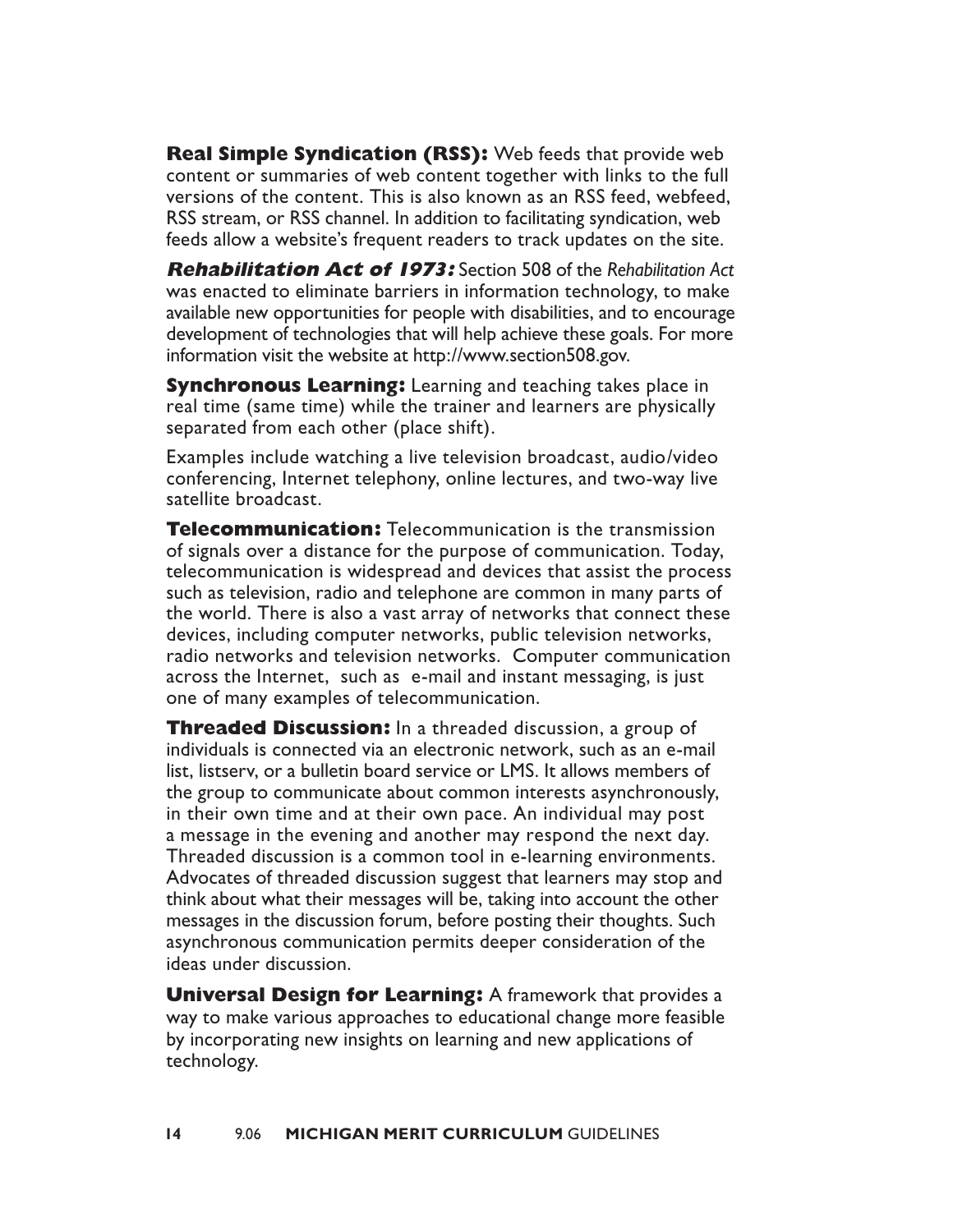**Real Simple Syndication (RSS):** Web feeds that provide web content or summaries of web content together with links to the full versions of the content. This is also known as an RSS feed, webfeed, RSS stream, or RSS channel. In addition to facilitating syndication, web feeds allow a website's frequent readers to track updates on the site.

***Rehabilitation Act of 1973:*** Section 508 of the *Rehabilitation Act* was enacted to eliminate barriers in information technology, to make available new opportunities for people with disabilities, and to encourage development of technologies that will help achieve these goals. For more information visit the website at http://www.section508.gov.

**Synchronous Learning:** Learning and teaching takes place in real time (same time) while the trainer and learners are physically separated from each other (place shift).

Examples include watching a live television broadcast, audio/video conferencing, Internet telephony, online lectures, and two-way live satellite broadcast.

**Telecommunication:** Telecommunication is the transmission of signals over a distance for the purpose of communication. Today, telecommunication is widespread and devices that assist the process such as television, radio and telephone are common in many parts of the world. There is also a vast array of networks that connect these devices, including computer networks, public television networks, radio networks and television networks. Computer communication across the Internet, such as e-mail and instant messaging, is just one of many examples of telecommunication.

**Threaded Discussion:** In a threaded discussion, a group of individuals is connected via an electronic network, such as an e-mail list, listserv, or a bulletin board service or LMS. It allows members of the group to communicate about common interests asynchronously, in their own time and at their own pace. An individual may post a message in the evening and another may respond the next day. Threaded discussion is a common tool in e-learning environments. Advocates of threaded discussion suggest that learners may stop and think about what their messages will be, taking into account the other messages in the discussion forum, before posting their thoughts. Such asynchronous communication permits deeper consideration of the ideas under discussion.

**Universal Design for Learning:** A framework that provides a way to make various approaches to educational change more feasible by incorporating new insights on learning and new applications of technology.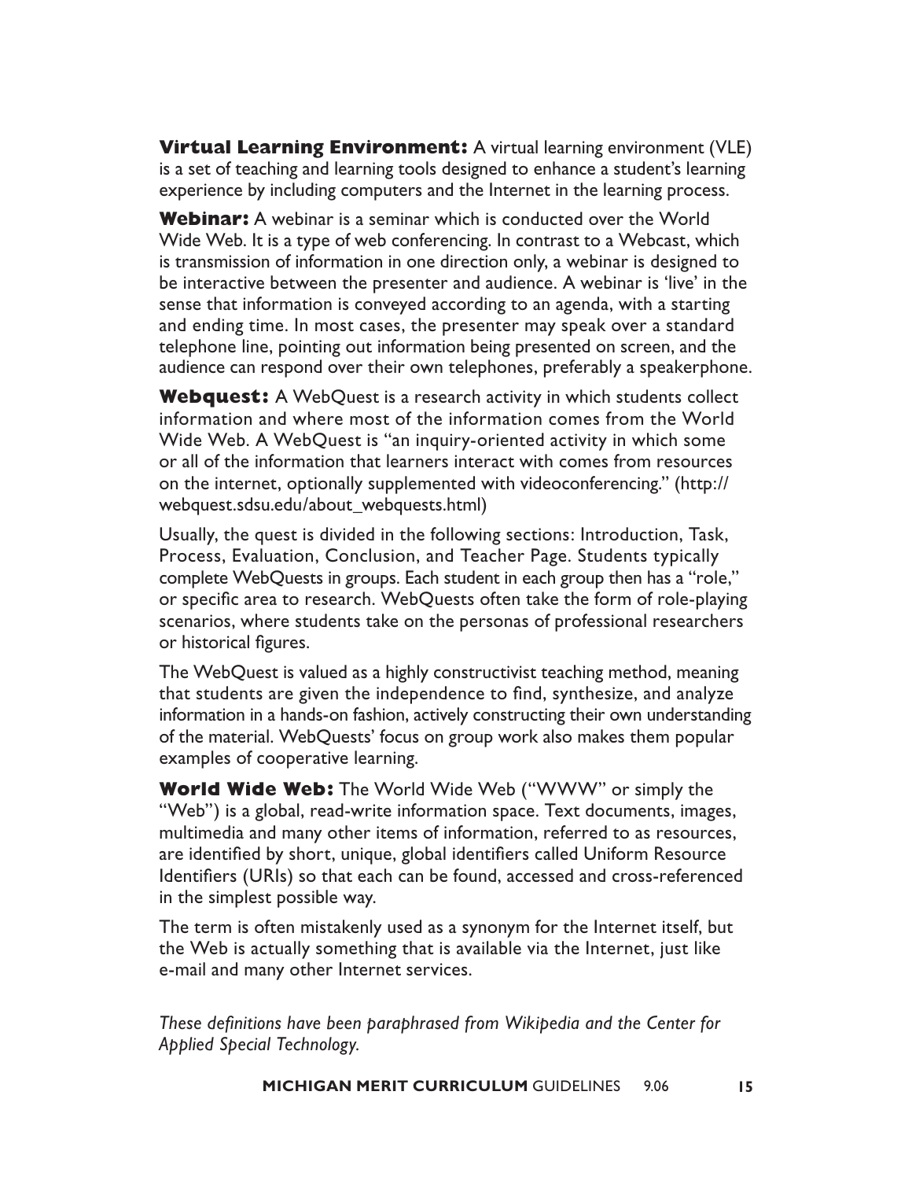**Virtual Learning Environment:** A virtual learning environment (VLE) is a set of teaching and learning tools designed to enhance a student's learning experience by including computers and the Internet in the learning process.

**Webinar:** A webinar is a seminar which is conducted over the World Wide Web. It is a type of web conferencing. In contrast to a Webcast, which is transmission of information in one direction only, a webinar is designed to be interactive between the presenter and audience. A webinar is 'live' in the sense that information is conveyed according to an agenda, with a starting and ending time. In most cases, the presenter may speak over a standard telephone line, pointing out information being presented on screen, and the audience can respond over their own telephones, preferably a speakerphone.

**Webquest:** A WebQuest is a research activity in which students collect information and where most of the information comes from the World Wide Web. A WebQuest is "an inquiry-oriented activity in which some or all of the information that learners interact with comes from resources on the internet, optionally supplemented with videoconferencing." (http://webquest.sdsu.edu/about_webquests.html)

Usually, the quest is divided in the following sections: Introduction, Task, Process, Evaluation, Conclusion, and Teacher Page. Students typically complete WebQuests in groups. Each student in each group then has a "role," or specific area to research. WebQuests often take the form of role-playing scenarios, where students take on the personas of professional researchers or historical figures.

The WebQuest is valued as a highly constructivist teaching method, meaning that students are given the independence to find, synthesize, and analyze information in a hands-on fashion, actively constructing their own understanding of the material. WebQuests' focus on group work also makes them popular examples of cooperative learning.

**World Wide Web:** The World Wide Web ("WWW" or simply the "Web") is a global, read-write information space. Text documents, images, multimedia and many other items of information, referred to as resources, are identified by short, unique, global identifiers called Uniform Resource Identifiers (URIs) so that each can be found, accessed and cross-referenced in the simplest possible way.

The term is often mistakenly used as a synonym for the Internet itself, but the Web is actually something that is available via the Internet, just like e-mail and many other Internet services.

*These definitions have been paraphrased from Wikipedia and the Center for Applied Special Technology.*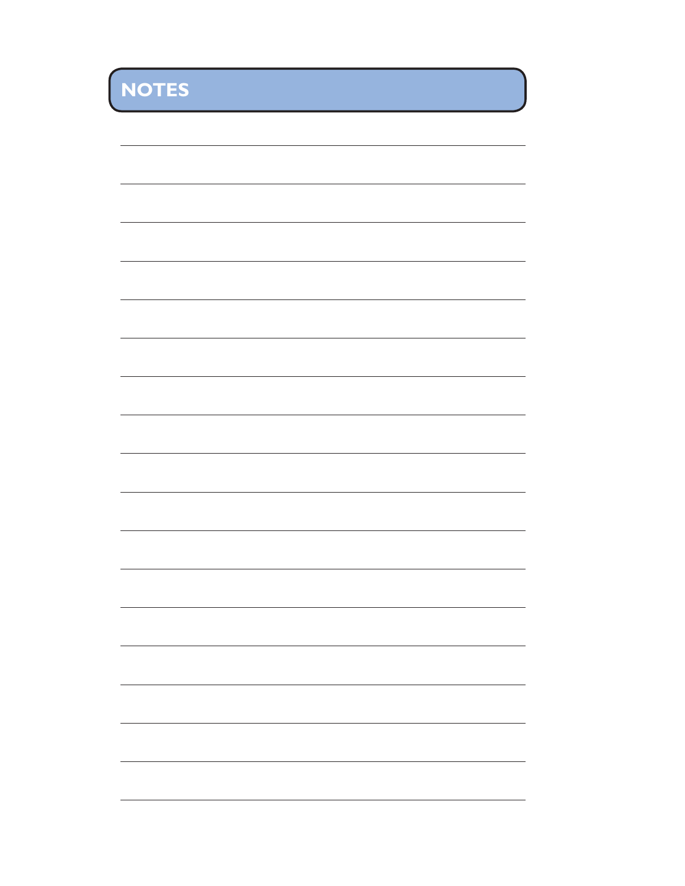## NOTES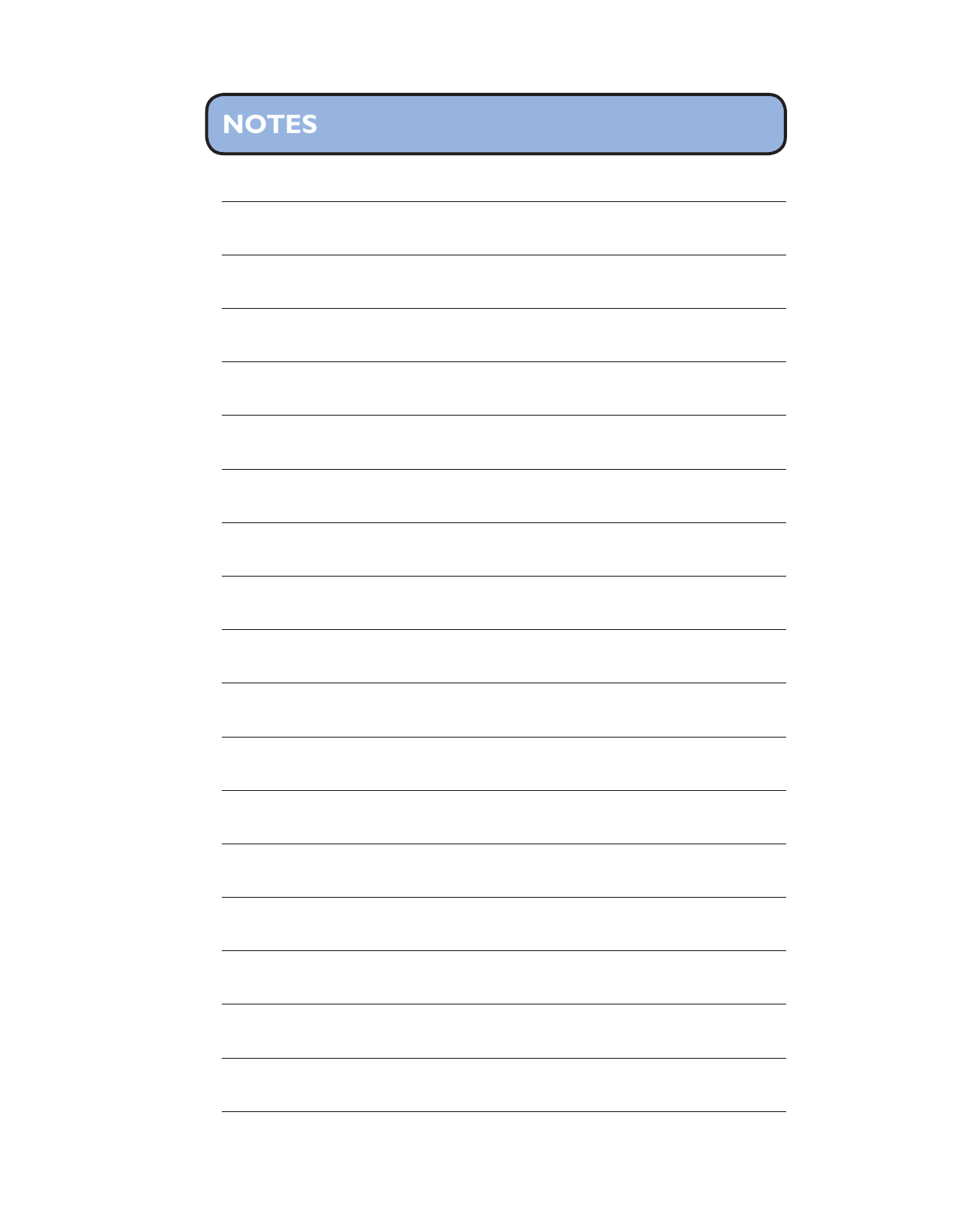# NOTES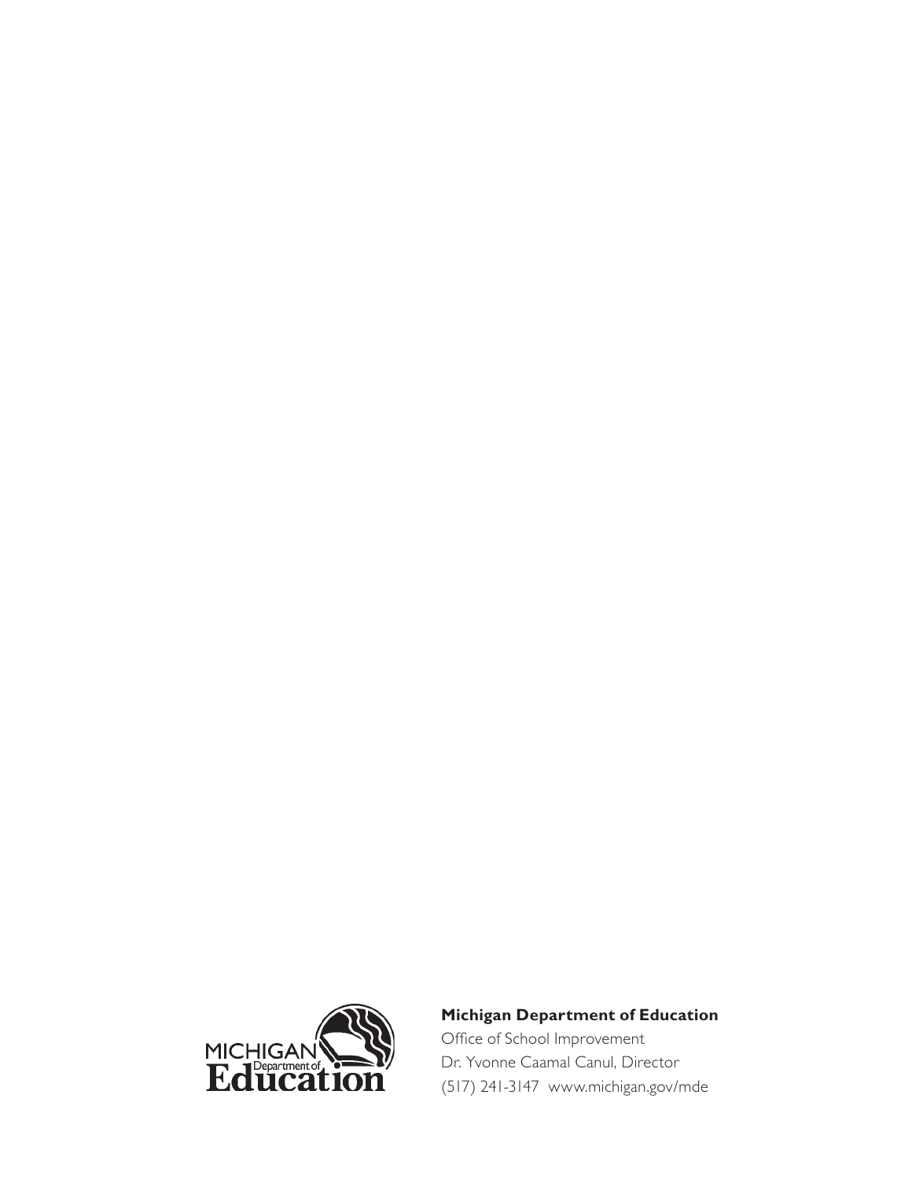**Michigan Department of Education**

Office of School Improvement

Dr. Yvonne Caamal Canul, Director

(517) 241-3147 www.michigan.gov/mde